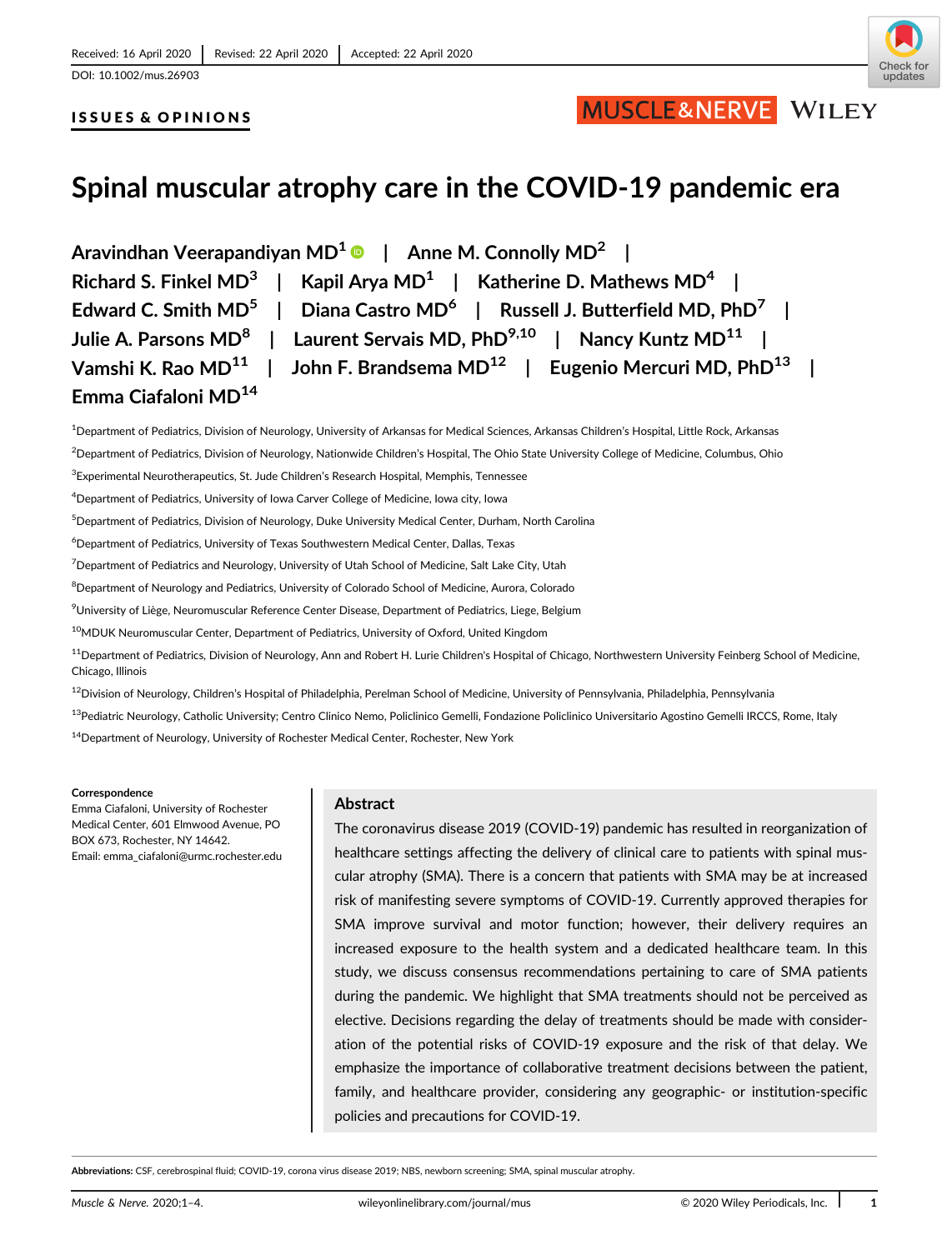Received: 16 April 2020 | Revised: 22 April 2020 | Accepted: 22 April 2020

DOI: 10.1002/mus.26903

ISSUES & OPINIONS

# Spinal muscular atrophy care in the COVID-19 pandemic era

Aravindhan Veerapandiyan MD[1] | Anne M. Connolly MD[2] | Richard S. Finkel MD[3] | Kapil Arya MD[1] | Katherine D. Mathews MD[4] | Edward C. Smith MD[5] | Diana Castro MD[6] | Russell J. Butterfield MD, PhD[7] | Julie A. Parsons MD[8] | Laurent Servais MD, PhD[9,10] | Nancy Kuntz MD[11] | Vamshi K. Rao MD[11] | John F. Brandsema MD[12] | Eugenio Mercuri MD, PhD[13] | Emma Ciafaloni MD[14]

[1]Department of Pediatrics, Division of Neurology, University of Arkansas for Medical Sciences, Arkansas Children's Hospital, Little Rock, Arkansas

[2]Department of Pediatrics, Division of Neurology, Nationwide Children's Hospital, The Ohio State University College of Medicine, Columbus, Ohio

[3]Experimental Neurotherapeutics, St. Jude Children's Research Hospital, Memphis, Tennessee

[4]Department of Pediatrics, University of Iowa Carver College of Medicine, Iowa city, Iowa

[5]Department of Pediatrics, Division of Neurology, Duke University Medical Center, Durham, North Carolina

[6]Department of Pediatrics, University of Texas Southwestern Medical Center, Dallas, Texas

[7]Department of Pediatrics and Neurology, University of Utah School of Medicine, Salt Lake City, Utah

[8]Department of Neurology and Pediatrics, University of Colorado School of Medicine, Aurora, Colorado

[9]University of Liège, Neuromuscular Reference Center Disease, Department of Pediatrics, Liege, Belgium

[10]MDUK Neuromuscular Center, Department of Pediatrics, University of Oxford, United Kingdom

[11]Department of Pediatrics, Division of Neurology, Ann and Robert H. Lurie Children's Hospital of Chicago, Northwestern University Feinberg School of Medicine, Chicago, Illinois

[12]Division of Neurology, Children's Hospital of Philadelphia, Perelman School of Medicine, University of Pennsylvania, Philadelphia, Pennsylvania

[13]Pediatric Neurology, Catholic University; Centro Clinico Nemo, Policlinico Gemelli, Fondazione Policlinico Universitario Agostino Gemelli IRCCS, Rome, Italy

[14]Department of Neurology, University of Rochester Medical Center, Rochester, New York

**Correspondence**
Emma Ciafaloni, University of Rochester Medical Center, 601 Elmwood Avenue, PO BOX 673, Rochester, NY 14642.
Email: emma_ciafaloni@urmc.rochester.edu

## Abstract

The coronavirus disease 2019 (COVID-19) pandemic has resulted in reorganization of healthcare settings affecting the delivery of clinical care to patients with spinal muscular atrophy (SMA). There is a concern that patients with SMA may be at increased risk of manifesting severe symptoms of COVID-19. Currently approved therapies for SMA improve survival and motor function; however, their delivery requires an increased exposure to the health system and a dedicated healthcare team. In this study, we discuss consensus recommendations pertaining to care of SMA patients during the pandemic. We highlight that SMA treatments should not be perceived as elective. Decisions regarding the delay of treatments should be made with consideration of the potential risks of COVID-19 exposure and the risk of that delay. We emphasize the importance of collaborative treatment decisions between the patient, family, and healthcare provider, considering any geographic- or institution-specific policies and precautions for COVID-19.

**Abbreviations:** CSF, cerebrospinal fluid; COVID-19, corona virus disease 2019; NBS, newborn screening; SMA, spinal muscular atrophy.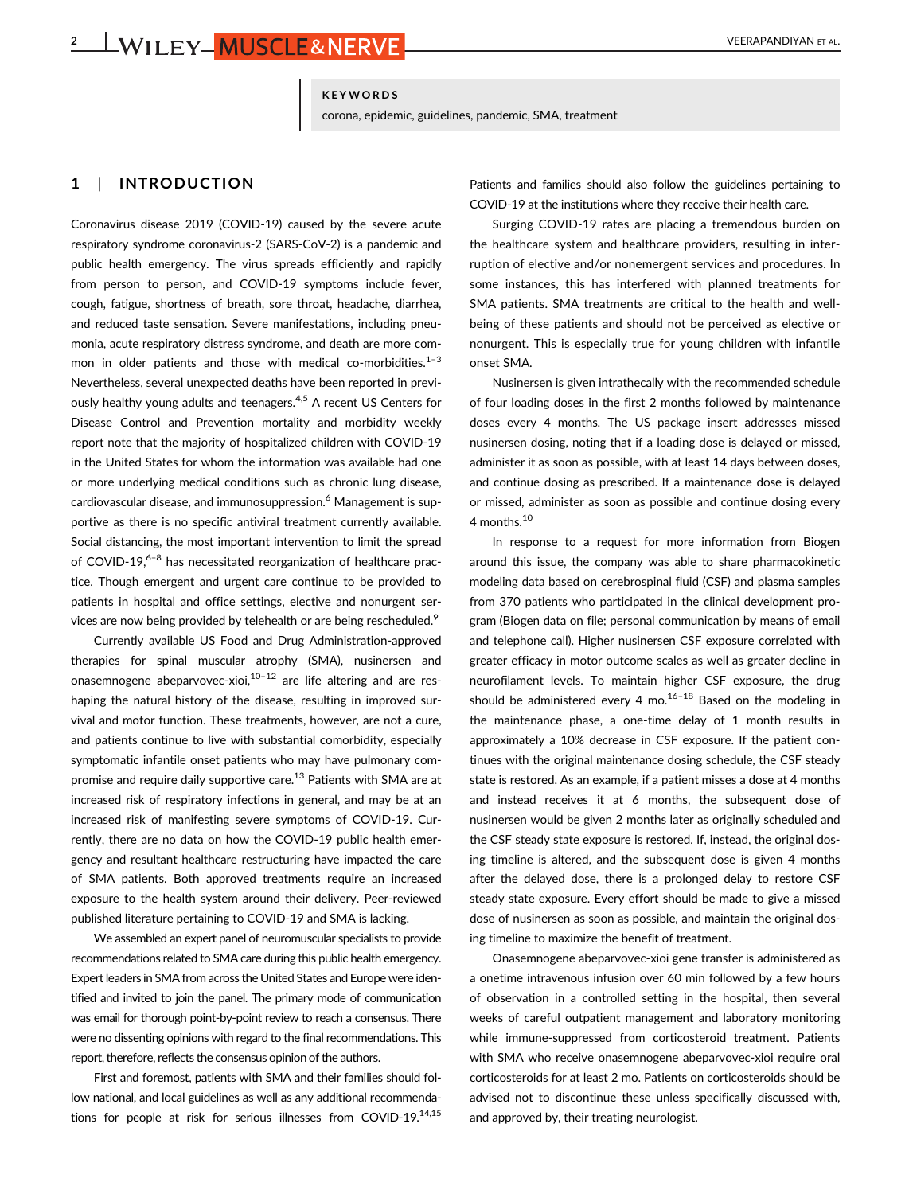**KEYWORDS**

corona, epidemic, guidelines, pandemic, SMA, treatment

## 1 | INTRODUCTION

Coronavirus disease 2019 (COVID-19) caused by the severe acute respiratory syndrome coronavirus-2 (SARS-CoV-2) is a pandemic and public health emergency. The virus spreads efficiently and rapidly from person to person, and COVID-19 symptoms include fever, cough, fatigue, shortness of breath, sore throat, headache, diarrhea, and reduced taste sensation. Severe manifestations, including pneumonia, acute respiratory distress syndrome, and death are more common in older patients and those with medical co-morbidities.[1–3] Nevertheless, several unexpected deaths have been reported in previously healthy young adults and teenagers.[4,5] A recent US Centers for Disease Control and Prevention mortality and morbidity weekly report note that the majority of hospitalized children with COVID-19 in the United States for whom the information was available had one or more underlying medical conditions such as chronic lung disease, cardiovascular disease, and immunosuppression.[6] Management is supportive as there is no specific antiviral treatment currently available. Social distancing, the most important intervention to limit the spread of COVID-19,[6–8] has necessitated reorganization of healthcare practice. Though emergent and urgent care continue to be provided to patients in hospital and office settings, elective and nonurgent services are now being provided by telehealth or are being rescheduled.[9]

Currently available US Food and Drug Administration-approved therapies for spinal muscular atrophy (SMA), nusinersen and onasemnogene abeparvovec-xioi,[10–12] are life altering and are reshaping the natural history of the disease, resulting in improved survival and motor function. These treatments, however, are not a cure, and patients continue to live with substantial comorbidity, especially symptomatic infantile onset patients who may have pulmonary compromise and require daily supportive care.[13] Patients with SMA are at increased risk of respiratory infections in general, and may be at an increased risk of manifesting severe symptoms of COVID-19. Currently, there are no data on how the COVID-19 public health emergency and resultant healthcare restructuring have impacted the care of SMA patients. Both approved treatments require an increased exposure to the health system around their delivery. Peer-reviewed published literature pertaining to COVID-19 and SMA is lacking.

We assembled an expert panel of neuromuscular specialists to provide recommendations related to SMA care during this public health emergency. Expert leaders in SMA from across the United States and Europe were identified and invited to join the panel. The primary mode of communication was email for thorough point-by-point review to reach a consensus. There were no dissenting opinions with regard to the final recommendations. This report, therefore, reflects the consensus opinion of the authors.

First and foremost, patients with SMA and their families should follow national, and local guidelines as well as any additional recommendations for people at risk for serious illnesses from COVID-19.[14,15] Patients and families should also follow the guidelines pertaining to COVID-19 at the institutions where they receive their health care.

Surging COVID-19 rates are placing a tremendous burden on the healthcare system and healthcare providers, resulting in interruption of elective and/or nonemergent services and procedures. In some instances, this has interfered with planned treatments for SMA patients. SMA treatments are critical to the health and well-being of these patients and should not be perceived as elective or nonurgent. This is especially true for young children with infantile onset SMA.

Nusinersen is given intrathecally with the recommended schedule of four loading doses in the first 2 months followed by maintenance doses every 4 months. The US package insert addresses missed nusinersen dosing, noting that if a loading dose is delayed or missed, administer it as soon as possible, with at least 14 days between doses, and continue dosing as prescribed. If a maintenance dose is delayed or missed, administer as soon as possible and continue dosing every 4 months.[10]

In response to a request for more information from Biogen around this issue, the company was able to share pharmacokinetic modeling data based on cerebrospinal fluid (CSF) and plasma samples from 370 patients who participated in the clinical development program (Biogen data on file; personal communication by means of email and telephone call). Higher nusinersen CSF exposure correlated with greater efficacy in motor outcome scales as well as greater decline in neurofilament levels. To maintain higher CSF exposure, the drug should be administered every 4 mo.[16–18] Based on the modeling in the maintenance phase, a one-time delay of 1 month results in approximately a 10% decrease in CSF exposure. If the patient continues with the original maintenance dosing schedule, the CSF steady state is restored. As an example, if a patient misses a dose at 4 months and instead receives it at 6 months, the subsequent dose of nusinersen would be given 2 months later as originally scheduled and the CSF steady state exposure is restored. If, instead, the original dosing timeline is altered, and the subsequent dose is given 4 months after the delayed dose, there is a prolonged delay to restore CSF steady state exposure. Every effort should be made to give a missed dose of nusinersen as soon as possible, and maintain the original dosing timeline to maximize the benefit of treatment.

Onasemnogene abeparvovec-xioi gene transfer is administered as a onetime intravenous infusion over 60 min followed by a few hours of observation in a controlled setting in the hospital, then several weeks of careful outpatient management and laboratory monitoring while immune-suppressed from corticosteroid treatment. Patients with SMA who receive onasemnogene abeparvovec-xioi require oral corticosteroids for at least 2 mo. Patients on corticosteroids should be advised not to discontinue these unless specifically discussed with, and approved by, their treating neurologist.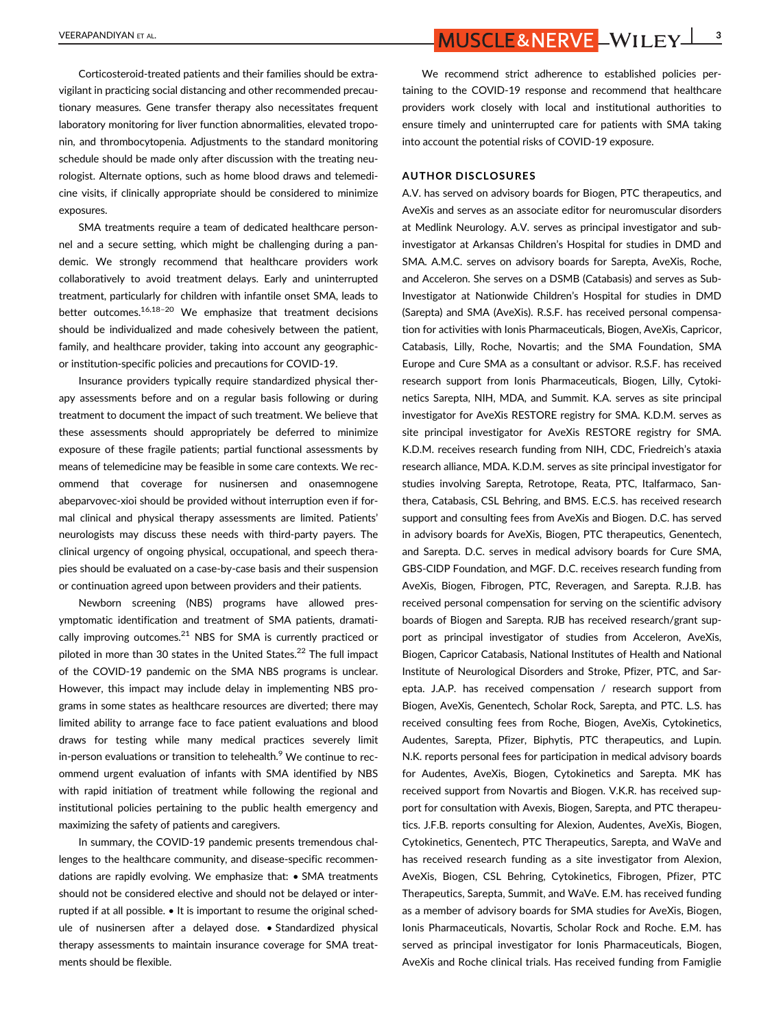Corticosteroid-treated patients and their families should be extra-vigilant in practicing social distancing and other recommended precautionary measures. Gene transfer therapy also necessitates frequent laboratory monitoring for liver function abnormalities, elevated troponin, and thrombocytopenia. Adjustments to the standard monitoring schedule should be made only after discussion with the treating neurologist. Alternate options, such as home blood draws and telemedicine visits, if clinically appropriate should be considered to minimize exposures.

SMA treatments require a team of dedicated healthcare personnel and a secure setting, which might be challenging during a pandemic. We strongly recommend that healthcare providers work collaboratively to avoid treatment delays. Early and uninterrupted treatment, particularly for children with infantile onset SMA, leads to better outcomes.[16,18–20] We emphasize that treatment decisions should be individualized and made cohesively between the patient, family, and healthcare provider, taking into account any geographic- or institution-specific policies and precautions for COVID-19.

Insurance providers typically require standardized physical therapy assessments before and on a regular basis following or during treatment to document the impact of such treatment. We believe that these assessments should appropriately be deferred to minimize exposure of these fragile patients; partial functional assessments by means of telemedicine may be feasible in some care contexts. We recommend that coverage for nusinersen and onasemnogene abeparvovec-xioi should be provided without interruption even if formal clinical and physical therapy assessments are limited. Patients' neurologists may discuss these needs with third-party payers. The clinical urgency of ongoing physical, occupational, and speech therapies should be evaluated on a case-by-case basis and their suspension or continuation agreed upon between providers and their patients.

Newborn screening (NBS) programs have allowed presymptomatic identification and treatment of SMA patients, dramatically improving outcomes.[21] NBS for SMA is currently practiced or piloted in more than 30 states in the United States.[22] The full impact of the COVID-19 pandemic on the SMA NBS programs is unclear. However, this impact may include delay in implementing NBS programs in some states as healthcare resources are diverted; there may limited ability to arrange face to face patient evaluations and blood draws for testing while many medical practices severely limit in-person evaluations or transition to telehealth.[9] We continue to recommend urgent evaluation of infants with SMA identified by NBS with rapid initiation of treatment while following the regional and institutional policies pertaining to the public health emergency and maximizing the safety of patients and caregivers.

In summary, the COVID-19 pandemic presents tremendous challenges to the healthcare community, and disease-specific recommendations are rapidly evolving. We emphasize that: • SMA treatments should not be considered elective and should not be delayed or interrupted if at all possible. • It is important to resume the original schedule of nusinersen after a delayed dose. • Standardized physical therapy assessments to maintain insurance coverage for SMA treatments should be flexible.

We recommend strict adherence to established policies pertaining to the COVID-19 response and recommend that healthcare providers work closely with local and institutional authorities to ensure timely and uninterrupted care for patients with SMA taking into account the potential risks of COVID-19 exposure.

## AUTHOR DISCLOSURES

A.V. has served on advisory boards for Biogen, PTC therapeutics, and AveXis and serves as an associate editor for neuromuscular disorders at Medlink Neurology. A.V. serves as principal investigator and sub-investigator at Arkansas Children's Hospital for studies in DMD and SMA. A.M.C. serves on advisory boards for Sarepta, AveXis, Roche, and Acceleron. She serves on a DSMB (Catabasis) and serves as Sub-Investigator at Nationwide Children's Hospital for studies in DMD (Sarepta) and SMA (AveXis). R.S.F. has received personal compensation for activities with Ionis Pharmaceuticals, Biogen, AveXis, Capricor, Catabasis, Lilly, Roche, Novartis; and the SMA Foundation, SMA Europe and Cure SMA as a consultant or advisor. R.S.F. has received research support from Ionis Pharmaceuticals, Biogen, Lilly, Cytokinetics Sarepta, NIH, MDA, and Summit. K.A. serves as site principal investigator for AveXis RESTORE registry for SMA. K.D.M. serves as site principal investigator for AveXis RESTORE registry for SMA. K.D.M. receives research funding from NIH, CDC, Friedreich's ataxia research alliance, MDA. K.D.M. serves as site principal investigator for studies involving Sarepta, Retrotope, Reata, PTC, Italfarmaco, Santhera, Catabasis, CSL Behring, and BMS. E.C.S. has received research support and consulting fees from AveXis and Biogen. D.C. has served in advisory boards for AveXis, Biogen, PTC therapeutics, Genentech, and Sarepta. D.C. serves in medical advisory boards for Cure SMA, GBS-CIDP Foundation, and MGF. D.C. receives research funding from AveXis, Biogen, Fibrogen, PTC, Reveragen, and Sarepta. R.J.B. has received personal compensation for serving on the scientific advisory boards of Biogen and Sarepta. RJB has received research/grant support as principal investigator of studies from Acceleron, AveXis, Biogen, Capricor Catabasis, National Institutes of Health and National Institute of Neurological Disorders and Stroke, Pfizer, PTC, and Sarepta. J.A.P. has received compensation / research support from Biogen, AveXis, Genentech, Scholar Rock, Sarepta, and PTC. L.S. has received consulting fees from Roche, Biogen, AveXis, Cytokinetics, Audentes, Sarepta, Pfizer, Biphytis, PTC therapeutics, and Lupin. N.K. reports personal fees for participation in medical advisory boards for Audentes, AveXis, Biogen, Cytokinetics and Sarepta. MK has received support from Novartis and Biogen. V.K.R. has received support for consultation with Avexis, Biogen, Sarepta, and PTC therapeutics. J.F.B. reports consulting for Alexion, Audentes, AveXis, Biogen, Cytokinetics, Genentech, PTC Therapeutics, Sarepta, and WaVe and has received research funding as a site investigator from Alexion, AveXis, Biogen, CSL Behring, Cytokinetics, Fibrogen, Pfizer, PTC Therapeutics, Sarepta, Summit, and WaVe. E.M. has received funding as a member of advisory boards for SMA studies for AveXis, Biogen, Ionis Pharmaceuticals, Novartis, Scholar Rock and Roche. E.M. has served as principal investigator for Ionis Pharmaceuticals, Biogen, AveXis and Roche clinical trials. Has received funding from Famiglie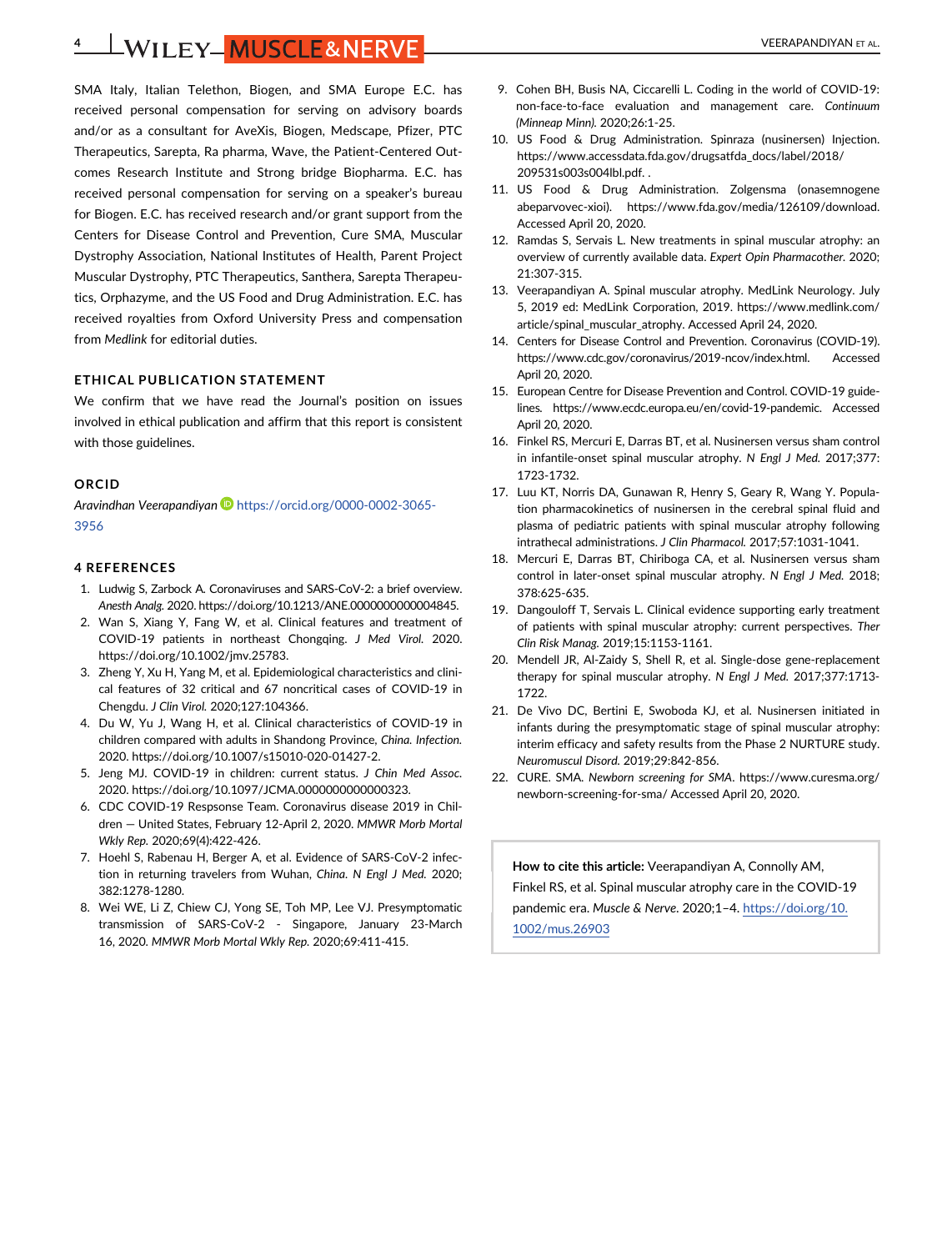SMA Italy, Italian Telethon, Biogen, and SMA Europe E.C. has received personal compensation for serving on advisory boards and/or as a consultant for AveXis, Biogen, Medscape, Pfizer, PTC Therapeutics, Sarepta, Ra pharma, Wave, the Patient-Centered Outcomes Research Institute and Strong bridge Biopharma. E.C. has received personal compensation for serving on a speaker's bureau for Biogen. E.C. has received research and/or grant support from the Centers for Disease Control and Prevention, Cure SMA, Muscular Dystrophy Association, National Institutes of Health, Parent Project Muscular Dystrophy, PTC Therapeutics, Santhera, Sarepta Therapeutics, Orphazyme, and the US Food and Drug Administration. E.C. has received royalties from Oxford University Press and compensation from *Medlink* for editorial duties.

## ETHICAL PUBLICATION STATEMENT

We confirm that we have read the Journal's position on issues involved in ethical publication and affirm that this report is consistent with those guidelines.

## ORCID

*Aravindhan Veerapandiyan* https://orcid.org/0000-0002-3065-3956

## 4 REFERENCES

1. Ludwig S, Zarbock A. Coronaviruses and SARS-CoV-2: a brief overview. *Anesth Analg.* 2020. https://doi.org/10.1213/ANE.0000000000004845.
2. Wan S, Xiang Y, Fang W, et al. Clinical features and treatment of COVID-19 patients in northeast Chongqing. *J Med Virol.* 2020. https://doi.org/10.1002/jmv.25783.
3. Zheng Y, Xu H, Yang M, et al. Epidemiological characteristics and clinical features of 32 critical and 67 noncritical cases of COVID-19 in Chengdu. *J Clin Virol.* 2020;127:104366.
4. Du W, Yu J, Wang H, et al. Clinical characteristics of COVID-19 in children compared with adults in Shandong Province, *China. Infection.* 2020. https://doi.org/10.1007/s15010-020-01427-2.
5. Jeng MJ. COVID-19 in children: current status. *J Chin Med Assoc.* 2020. https://doi.org/10.1097/JCMA.0000000000000323.
6. CDC COVID-19 Respsonse Team. Coronavirus disease 2019 in Children — United States, February 12-April 2, 2020. *MMWR Morb Mortal Wkly Rep.* 2020;69(4):422-426.
7. Hoehl S, Rabenau H, Berger A, et al. Evidence of SARS-CoV-2 infection in returning travelers from Wuhan, *China. N Engl J Med.* 2020; 382:1278-1280.
8. Wei WE, Li Z, Chiew CJ, Yong SE, Toh MP, Lee VJ. Presymptomatic transmission of SARS-CoV-2 - Singapore, January 23-March 16, 2020. *MMWR Morb Mortal Wkly Rep.* 2020;69:411-415.
9. Cohen BH, Busis NA, Ciccarelli L. Coding in the world of COVID-19: non-face-to-face evaluation and management care. *Continuum (Minneap Minn).* 2020;26:1-25.
10. US Food & Drug Administration. Spinraza (nusinersen) Injection. https://www.accessdata.fda.gov/drugsatfda_docs/label/2018/209531s003s004lbl.pdf. .
11. US Food & Drug Administration. Zolgensma (onasemnogene abeparvovec-xioi). https://www.fda.gov/media/126109/download. Accessed April 20, 2020.
12. Ramdas S, Servais L. New treatments in spinal muscular atrophy: an overview of currently available data. *Expert Opin Pharmacother.* 2020; 21:307-315.
13. Veerapandiyan A. Spinal muscular atrophy. MedLink Neurology. July 5, 2019 ed: MedLink Corporation, 2019. https://www.medlink.com/article/spinal_muscular_atrophy. Accessed April 24, 2020.
14. Centers for Disease Control and Prevention. Coronavirus (COVID-19). https://www.cdc.gov/coronavirus/2019-ncov/index.html. Accessed April 20, 2020.
15. European Centre for Disease Prevention and Control. COVID-19 guidelines. https://www.ecdc.europa.eu/en/covid-19-pandemic. Accessed April 20, 2020.
16. Finkel RS, Mercuri E, Darras BT, et al. Nusinersen versus sham control in infantile-onset spinal muscular atrophy. *N Engl J Med.* 2017;377: 1723-1732.
17. Luu KT, Norris DA, Gunawan R, Henry S, Geary R, Wang Y. Population pharmacokinetics of nusinersen in the cerebral spinal fluid and plasma of pediatric patients with spinal muscular atrophy following intrathecal administrations. *J Clin Pharmacol.* 2017;57:1031-1041.
18. Mercuri E, Darras BT, Chiriboga CA, et al. Nusinersen versus sham control in later-onset spinal muscular atrophy. *N Engl J Med.* 2018; 378:625-635.
19. Dangouloff T, Servais L. Clinical evidence supporting early treatment of patients with spinal muscular atrophy: current perspectives. *Ther Clin Risk Manag.* 2019;15:1153-1161.
20. Mendell JR, Al-Zaidy S, Shell R, et al. Single-dose gene-replacement therapy for spinal muscular atrophy. *N Engl J Med.* 2017;377:1713-1722.
21. De Vivo DC, Bertini E, Swoboda KJ, et al. Nusinersen initiated in infants during the presymptomatic stage of spinal muscular atrophy: interim efficacy and safety results from the Phase 2 NURTURE study. *Neuromuscul Disord.* 2019;29:842-856.
22. CURE. SMA. *Newborn screening for SMA*. https://www.curesma.org/newborn-screening-for-sma/ Accessed April 20, 2020.

**How to cite this article:** Veerapandiyan A, Connolly AM, Finkel RS, et al. Spinal muscular atrophy care in the COVID-19 pandemic era. *Muscle & Nerve*. 2020;1–4. https://doi.org/10.1002/mus.26903